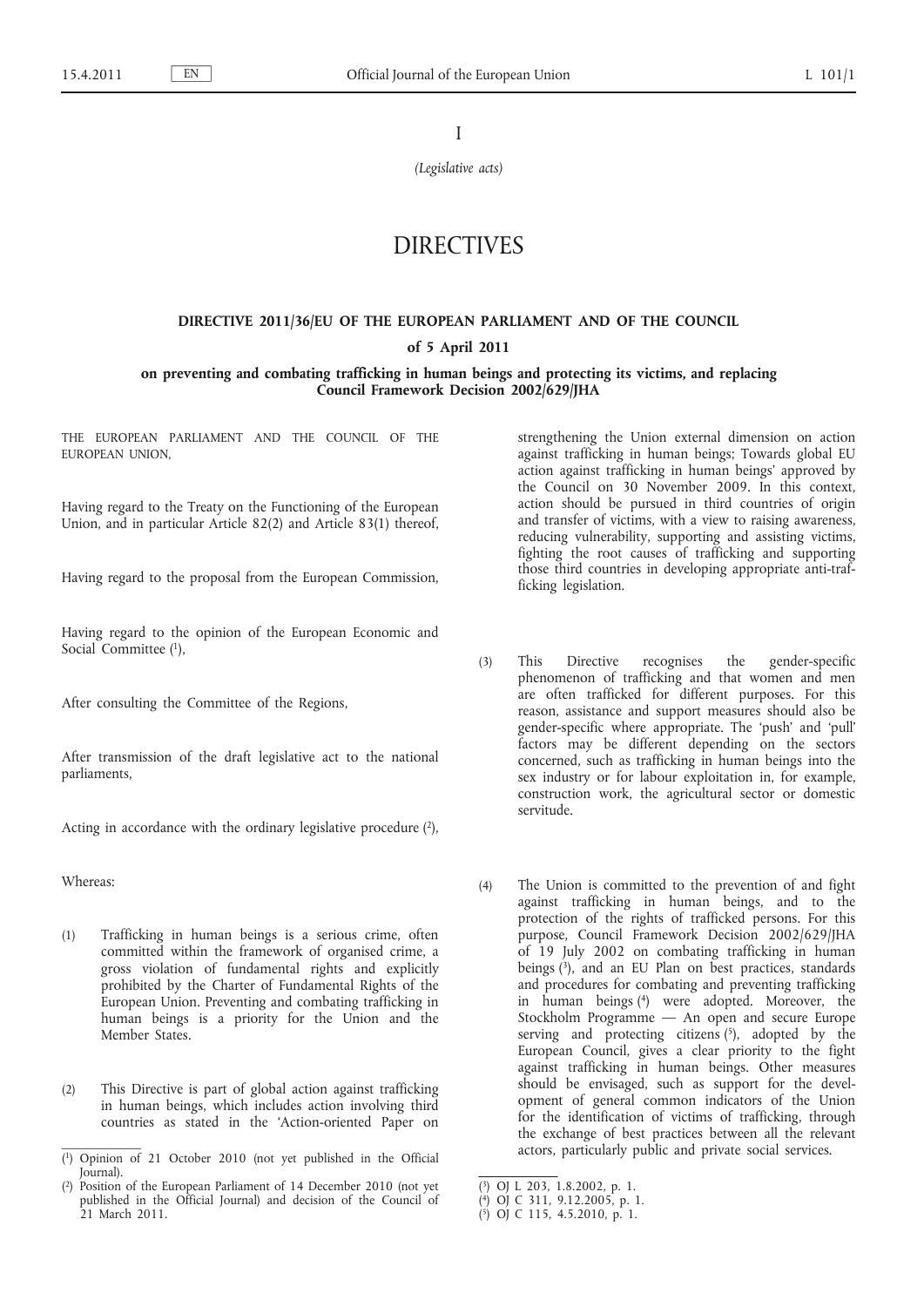I

*(Legislative acts)*

# DIRECTIVES

## DIRECTIVE 2011/36/EU OF THE EUROPEAN PARLIAMENT AND OF THE COUNCIL

### of 5 April 2011

### on preventing and combating trafficking in human beings and protecting its victims, and replacing Council Framework Decision 2002/629/JHA

THE EUROPEAN PARLIAMENT AND THE COUNCIL OF THE EUROPEAN UNION,

Having regard to the Treaty on the Functioning of the European Union, and in particular Article 82(2) and Article 83(1) thereof,

Having regard to the proposal from the European Commission,

Having regard to the opinion of the European Economic and Social Committee [1],

After consulting the Committee of the Regions,

After transmission of the draft legislative act to the national parliaments,

Acting in accordance with the ordinary legislative procedure [2],

Whereas:

(1) Trafficking in human beings is a serious crime, often committed within the framework of organised crime, a gross violation of fundamental rights and explicitly prohibited by the Charter of Fundamental Rights of the European Union. Preventing and combating trafficking in human beings is a priority for the Union and the Member States.

(2) This Directive is part of global action against trafficking in human beings, which includes action involving third countries as stated in the 'Action-oriented Paper on strengthening the Union external dimension on action against trafficking in human beings; Towards global EU action against trafficking in human beings' approved by the Council on 30 November 2009. In this context, action should be pursued in third countries of origin and transfer of victims, with a view to raising awareness, reducing vulnerability, supporting and assisting victims, fighting the root causes of trafficking and supporting those third countries in developing appropriate anti-trafficking legislation.

(3) This Directive recognises the gender-specific phenomenon of trafficking and that women and men are often trafficked for different purposes. For this reason, assistance and support measures should also be gender-specific where appropriate. The 'push' and 'pull' factors may be different depending on the sectors concerned, such as trafficking in human beings into the sex industry or for labour exploitation in, for example, construction work, the agricultural sector or domestic servitude.

(4) The Union is committed to the prevention of and fight against trafficking in human beings, and to the protection of the rights of trafficked persons. For this purpose, Council Framework Decision 2002/629/JHA of 19 July 2002 on combating trafficking in human beings [3], and an EU Plan on best practices, standards and procedures for combating and preventing trafficking in human beings [4] were adopted. Moreover, the Stockholm Programme — An open and secure Europe serving and protecting citizens [5], adopted by the European Council, gives a clear priority to the fight against trafficking in human beings. Other measures should be envisaged, such as support for the development of general common indicators of the Union for the identification of victims of trafficking, through the exchange of best practices between all the relevant actors, particularly public and private social services.

---

[1] Opinion of 21 October 2010 (not yet published in the Official Journal).

[2] Position of the European Parliament of 14 December 2010 (not yet published in the Official Journal) and decision of the Council of 21 March 2011.

[3] OJ L 203, 1.8.2002, p. 1.

[4] OJ C 311, 9.12.2005, p. 1.

[5] OJ C 115, 4.5.2010, p. 1.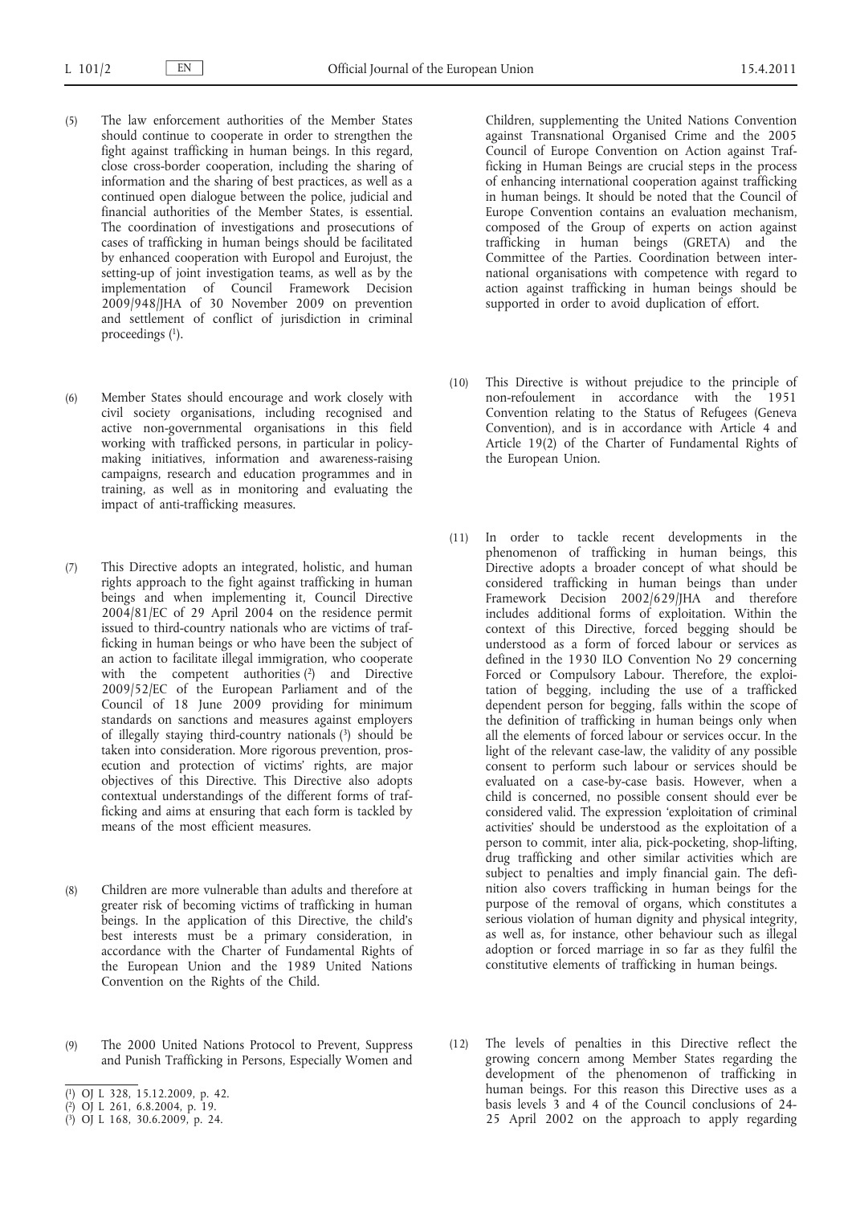(5) The law enforcement authorities of the Member States should continue to cooperate in order to strengthen the fight against trafficking in human beings. In this regard, close cross-border cooperation, including the sharing of information and the sharing of best practices, as well as a continued open dialogue between the police, judicial and financial authorities of the Member States, is essential. The coordination of investigations and prosecutions of cases of trafficking in human beings should be facilitated by enhanced cooperation with Europol and Eurojust, the setting-up of joint investigation teams, as well as by the implementation of Council Framework Decision 2009/948/JHA of 30 November 2009 on prevention and settlement of conflict of jurisdiction in criminal proceedings [1].

(6) Member States should encourage and work closely with civil society organisations, including recognised and active non-governmental organisations in this field working with trafficked persons, in particular in policy-making initiatives, information and awareness-raising campaigns, research and education programmes and in training, as well as in monitoring and evaluating the impact of anti-trafficking measures.

(7) This Directive adopts an integrated, holistic, and human rights approach to the fight against trafficking in human beings and when implementing it, Council Directive 2004/81/EC of 29 April 2004 on the residence permit issued to third-country nationals who are victims of trafficking in human beings or who have been the subject of an action to facilitate illegal immigration, who cooperate with the competent authorities [2] and Directive 2009/52/EC of the European Parliament and of the Council of 18 June 2009 providing for minimum standards on sanctions and measures against employers of illegally staying third-country nationals [3] should be taken into consideration. More rigorous prevention, prosecution and protection of victims' rights, are major objectives of this Directive. This Directive also adopts contextual understandings of the different forms of trafficking and aims at ensuring that each form is tackled by means of the most efficient measures.

(8) Children are more vulnerable than adults and therefore at greater risk of becoming victims of trafficking in human beings. In the application of this Directive, the child's best interests must be a primary consideration, in accordance with the Charter of Fundamental Rights of the European Union and the 1989 United Nations Convention on the Rights of the Child.

(9) The 2000 United Nations Protocol to Prevent, Suppress and Punish Trafficking in Persons, Especially Women and Children, supplementing the United Nations Convention against Transnational Organised Crime and the 2005 Council of Europe Convention on Action against Trafficking in Human Beings are crucial steps in the process of enhancing international cooperation against trafficking in human beings. It should be noted that the Council of Europe Convention contains an evaluation mechanism, composed of the Group of experts on action against trafficking in human beings (GRETA) and the Committee of the Parties. Coordination between international organisations with competence with regard to action against trafficking in human beings should be supported in order to avoid duplication of effort.

(10) This Directive is without prejudice to the principle of non-refoulement in accordance with the 1951 Convention relating to the Status of Refugees (Geneva Convention), and is in accordance with Article 4 and Article 19(2) of the Charter of Fundamental Rights of the European Union.

(11) In order to tackle recent developments in the phenomenon of trafficking in human beings, this Directive adopts a broader concept of what should be considered trafficking in human beings than under Framework Decision 2002/629/JHA and therefore includes additional forms of exploitation. Within the context of this Directive, forced begging should be understood as a form of forced labour or services as defined in the 1930 ILO Convention No 29 concerning Forced or Compulsory Labour. Therefore, the exploitation of begging, including the use of a trafficked dependent person for begging, falls within the scope of the definition of trafficking in human beings only when all the elements of forced labour or services occur. In the light of the relevant case-law, the validity of any possible consent to perform such labour or services should be evaluated on a case-by-case basis. However, when a child is concerned, no possible consent should ever be considered valid. The expression 'exploitation of criminal activities' should be understood as the exploitation of a person to commit, inter alia, pick-pocketing, shop-lifting, drug trafficking and other similar activities which are subject to penalties and imply financial gain. The definition also covers trafficking in human beings for the purpose of the removal of organs, which constitutes a serious violation of human dignity and physical integrity, as well as, for instance, other behaviour such as illegal adoption or forced marriage in so far as they fulfil the constitutive elements of trafficking in human beings.

(12) The levels of penalties in this Directive reflect the growing concern among Member States regarding the development of the phenomenon of trafficking in human beings. For this reason this Directive uses as a basis levels 3 and 4 of the Council conclusions of 24-25 April 2002 on the approach to apply regarding

---

[1] OJ L 328, 15.12.2009, p. 42.

[2] OJ L 261, 6.8.2004, p. 19.

[3] OJ L 168, 30.6.2009, p. 24.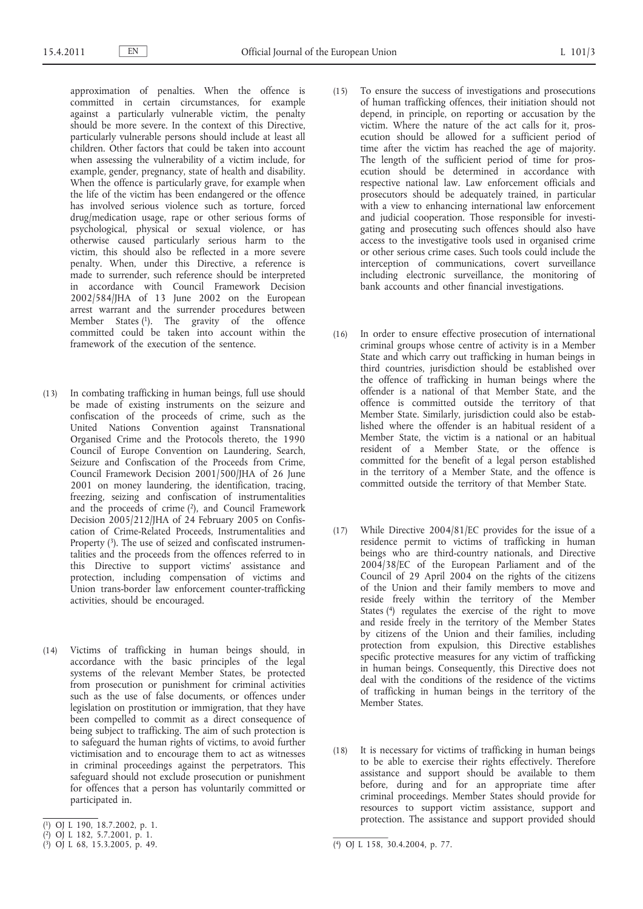approximation of penalties. When the offence is committed in certain circumstances, for example against a particularly vulnerable victim, the penalty should be more severe. In the context of this Directive, particularly vulnerable persons should include at least all children. Other factors that could be taken into account when assessing the vulnerability of a victim include, for example, gender, pregnancy, state of health and disability. When the offence is particularly grave, for example when the life of the victim has been endangered or the offence has involved serious violence such as torture, forced drug/medication usage, rape or other serious forms of psychological, physical or sexual violence, or has otherwise caused particularly serious harm to the victim, this should also be reflected in a more severe penalty. When, under this Directive, a reference is made to surrender, such reference should be interpreted in accordance with Council Framework Decision 2002/584/JHA of 13 June 2002 on the European arrest warrant and the surrender procedures between Member States [1]. The gravity of the offence committed could be taken into account within the framework of the execution of the sentence.

(13) In combating trafficking in human beings, full use should be made of existing instruments on the seizure and confiscation of the proceeds of crime, such as the United Nations Convention against Transnational Organised Crime and the Protocols thereto, the 1990 Council of Europe Convention on Laundering, Search, Seizure and Confiscation of the Proceeds from Crime, Council Framework Decision 2001/500/JHA of 26 June 2001 on money laundering, the identification, tracing, freezing, seizing and confiscation of instrumentalities and the proceeds of crime [2], and Council Framework Decision 2005/212/JHA of 24 February 2005 on Confiscation of Crime-Related Proceeds, Instrumentalities and Property [3]. The use of seized and confiscated instrumentalities and the proceeds from the offences referred to in this Directive to support victims' assistance and protection, including compensation of victims and Union trans-border law enforcement counter-trafficking activities, should be encouraged.

(14) Victims of trafficking in human beings should, in accordance with the basic principles of the legal systems of the relevant Member States, be protected from prosecution or punishment for criminal activities such as the use of false documents, or offences under legislation on prostitution or immigration, that they have been compelled to commit as a direct consequence of being subject to trafficking. The aim of such protection is to safeguard the human rights of victims, to avoid further victimisation and to encourage them to act as witnesses in criminal proceedings against the perpetrators. This safeguard should not exclude prosecution or punishment for offences that a person has voluntarily committed or participated in.

(15) To ensure the success of investigations and prosecutions of human trafficking offences, their initiation should not depend, in principle, on reporting or accusation by the victim. Where the nature of the act calls for it, prosecution should be allowed for a sufficient period of time after the victim has reached the age of majority. The length of the sufficient period of time for prosecution should be determined in accordance with respective national law. Law enforcement officials and prosecutors should be adequately trained, in particular with a view to enhancing international law enforcement and judicial cooperation. Those responsible for investigating and prosecuting such offences should also have access to the investigative tools used in organised crime or other serious crime cases. Such tools could include the interception of communications, covert surveillance including electronic surveillance, the monitoring of bank accounts and other financial investigations.

(16) In order to ensure effective prosecution of international criminal groups whose centre of activity is in a Member State and which carry out trafficking in human beings in third countries, jurisdiction should be established over the offence of trafficking in human beings where the offender is a national of that Member State, and the offence is committed outside the territory of that Member State. Similarly, jurisdiction could also be established where the offender is an habitual resident of a Member State, the victim is a national or an habitual resident of a Member State, or the offence is committed for the benefit of a legal person established in the territory of a Member State, and the offence is committed outside the territory of that Member State.

(17) While Directive 2004/81/EC provides for the issue of a residence permit to victims of trafficking in human beings who are third-country nationals, and Directive 2004/38/EC of the European Parliament and of the Council of 29 April 2004 on the rights of the citizens of the Union and their family members to move and reside freely within the territory of the Member States [4] regulates the exercise of the right to move and reside freely in the territory of the Member States by citizens of the Union and their families, including protection from expulsion, this Directive establishes specific protective measures for any victim of trafficking in human beings. Consequently, this Directive does not deal with the conditions of the residence of the victims of trafficking in human beings in the territory of the Member States.

(18) It is necessary for victims of trafficking in human beings to be able to exercise their rights effectively. Therefore assistance and support should be available to them before, during and for an appropriate time after criminal proceedings. Member States should provide for resources to support victim assistance, support and protection. The assistance and support provided should

---

[1] OJ L 190, 18.7.2002, p. 1.
[2] OJ L 182, 5.7.2001, p. 1.
[3] OJ L 68, 15.3.2005, p. 49.
[4] OJ L 158, 30.4.2004, p. 77.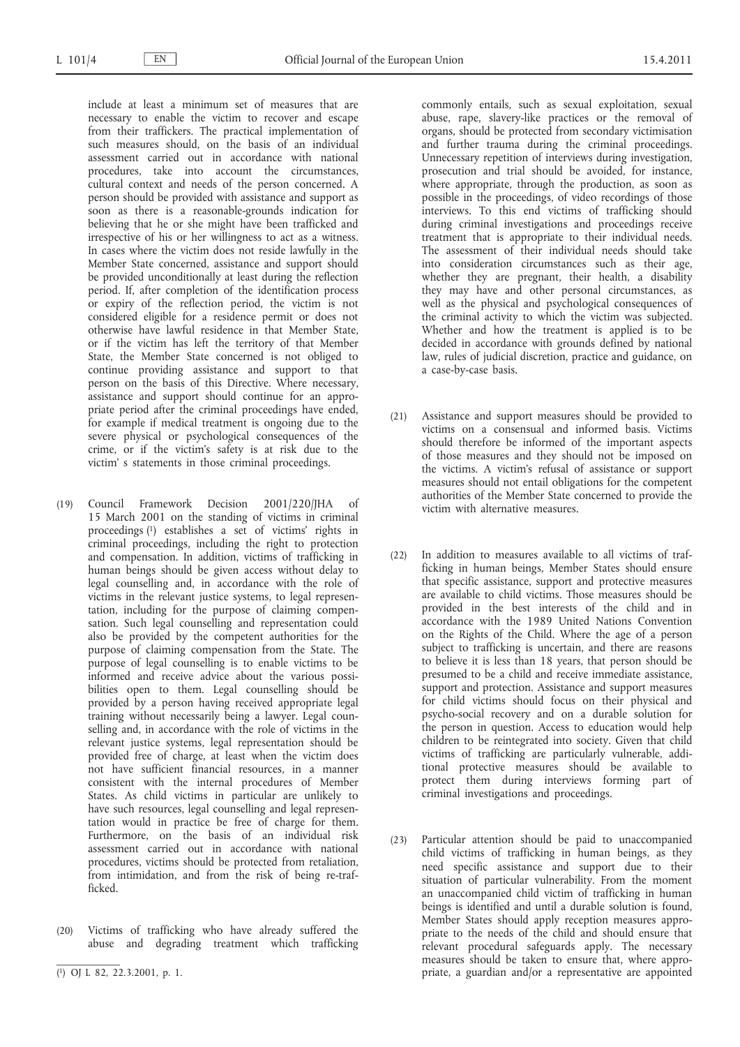include at least a minimum set of measures that are necessary to enable the victim to recover and escape from their traffickers. The practical implementation of such measures should, on the basis of an individual assessment carried out in accordance with national procedures, take into account the circumstances, cultural context and needs of the person concerned. A person should be provided with assistance and support as soon as there is a reasonable-grounds indication for believing that he or she might have been trafficked and irrespective of his or her willingness to act as a witness. In cases where the victim does not reside lawfully in the Member State concerned, assistance and support should be provided unconditionally at least during the reflection period. If, after completion of the identification process or expiry of the reflection period, the victim is not considered eligible for a residence permit or does not otherwise have lawful residence in that Member State, or if the victim has left the territory of that Member State, the Member State concerned is not obliged to continue providing assistance and support to that person on the basis of this Directive. Where necessary, assistance and support should continue for an appropriate period after the criminal proceedings have ended, for example if medical treatment is ongoing due to the severe physical or psychological consequences of the crime, or if the victim's safety is at risk due to the victim' s statements in those criminal proceedings.

(19) Council Framework Decision 2001/220/JHA of 15 March 2001 on the standing of victims in criminal proceedings [1] establishes a set of victims' rights in criminal proceedings, including the right to protection and compensation. In addition, victims of trafficking in human beings should be given access without delay to legal counselling and, in accordance with the role of victims in the relevant justice systems, to legal representation, including for the purpose of claiming compensation. Such legal counselling and representation could also be provided by the competent authorities for the purpose of claiming compensation from the State. The purpose of legal counselling is to enable victims to be informed and receive advice about the various possibilities open to them. Legal counselling should be provided by a person having received appropriate legal training without necessarily being a lawyer. Legal counselling and, in accordance with the role of victims in the relevant justice systems, legal representation should be provided free of charge, at least when the victim does not have sufficient financial resources, in a manner consistent with the internal procedures of Member States. As child victims in particular are unlikely to have such resources, legal counselling and legal representation would in practice be free of charge for them. Furthermore, on the basis of an individual risk assessment carried out in accordance with national procedures, victims should be protected from retaliation, from intimidation, and from the risk of being re-trafficked.

(20) Victims of trafficking who have already suffered the abuse and degrading treatment which trafficking commonly entails, such as sexual exploitation, sexual abuse, rape, slavery-like practices or the removal of organs, should be protected from secondary victimisation and further trauma during the criminal proceedings. Unnecessary repetition of interviews during investigation, prosecution and trial should be avoided, for instance, where appropriate, through the production, as soon as possible in the proceedings, of video recordings of those interviews. To this end victims of trafficking should during criminal investigations and proceedings receive treatment that is appropriate to their individual needs. The assessment of their individual needs should take into consideration circumstances such as their age, whether they are pregnant, their health, a disability they may have and other personal circumstances, as well as the physical and psychological consequences of the criminal activity to which the victim was subjected. Whether and how the treatment is applied is to be decided in accordance with grounds defined by national law, rules of judicial discretion, practice and guidance, on a case-by-case basis.

(21) Assistance and support measures should be provided to victims on a consensual and informed basis. Victims should therefore be informed of the important aspects of those measures and they should not be imposed on the victims. A victim's refusal of assistance or support measures should not entail obligations for the competent authorities of the Member State concerned to provide the victim with alternative measures.

(22) In addition to measures available to all victims of trafficking in human beings, Member States should ensure that specific assistance, support and protective measures are available to child victims. Those measures should be provided in the best interests of the child and in accordance with the 1989 United Nations Convention on the Rights of the Child. Where the age of a person subject to trafficking is uncertain, and there are reasons to believe it is less than 18 years, that person should be presumed to be a child and receive immediate assistance, support and protection. Assistance and support measures for child victims should focus on their physical and psycho-social recovery and on a durable solution for the person in question. Access to education would help children to be reintegrated into society. Given that child victims of trafficking are particularly vulnerable, additional protective measures should be available to protect them during interviews forming part of criminal investigations and proceedings.

(23) Particular attention should be paid to unaccompanied child victims of trafficking in human beings, as they need specific assistance and support due to their situation of particular vulnerability. From the moment an unaccompanied child victim of trafficking in human beings is identified and until a durable solution is found, Member States should apply reception measures appropriate to the needs of the child and should ensure that relevant procedural safeguards apply. The necessary measures should be taken to ensure that, where appropriate, a guardian and/or a representative are appointed

---

[1] OJ L 82, 22.3.2001, p. 1.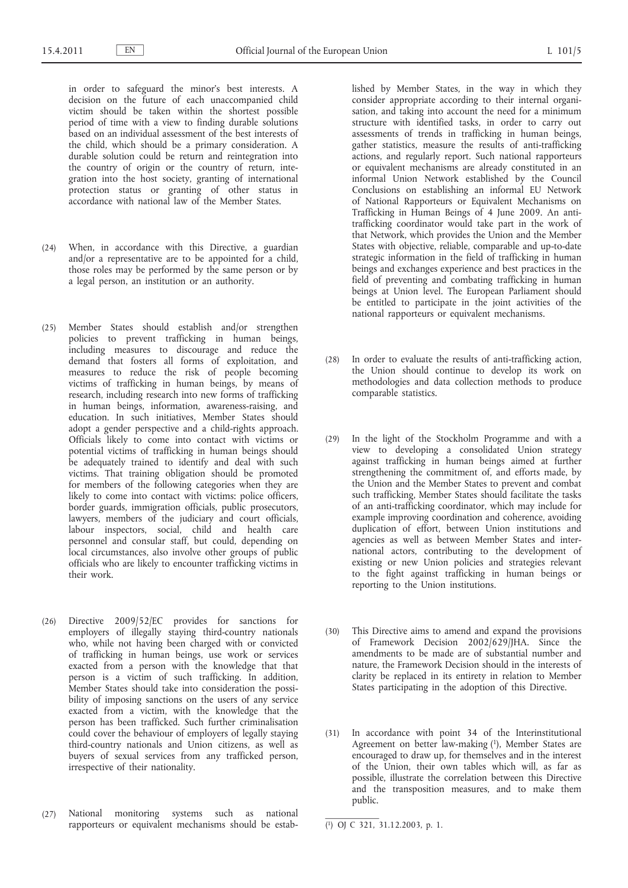in order to safeguard the minor's best interests. A decision on the future of each unaccompanied child victim should be taken within the shortest possible period of time with a view to finding durable solutions based on an individual assessment of the best interests of the child, which should be a primary consideration. A durable solution could be return and reintegration into the country of origin or the country of return, integration into the host society, granting of international protection status or granting of other status in accordance with national law of the Member States.

(24) When, in accordance with this Directive, a guardian and/or a representative are to be appointed for a child, those roles may be performed by the same person or by a legal person, an institution or an authority.

(25) Member States should establish and/or strengthen policies to prevent trafficking in human beings, including measures to discourage and reduce the demand that fosters all forms of exploitation, and measures to reduce the risk of people becoming victims of trafficking in human beings, by means of research, including research into new forms of trafficking in human beings, information, awareness-raising, and education. In such initiatives, Member States should adopt a gender perspective and a child-rights approach. Officials likely to come into contact with victims or potential victims of trafficking in human beings should be adequately trained to identify and deal with such victims. That training obligation should be promoted for members of the following categories when they are likely to come into contact with victims: police officers, border guards, immigration officials, public prosecutors, lawyers, members of the judiciary and court officials, labour inspectors, social, child and health care personnel and consular staff, but could, depending on local circumstances, also involve other groups of public officials who are likely to encounter trafficking victims in their work.

(26) Directive 2009/52/EC provides for sanctions for employers of illegally staying third-country nationals who, while not having been charged with or convicted of trafficking in human beings, use work or services exacted from a person with the knowledge that that person is a victim of such trafficking. In addition, Member States should take into consideration the possibility of imposing sanctions on the users of any service exacted from a victim, with the knowledge that the person has been trafficked. Such further criminalisation could cover the behaviour of employers of legally staying third-country nationals and Union citizens, as well as buyers of sexual services from any trafficked person, irrespective of their nationality.

(27) National monitoring systems such as national rapporteurs or equivalent mechanisms should be established by Member States, in the way in which they consider appropriate according to their internal organisation, and taking into account the need for a minimum structure with identified tasks, in order to carry out assessments of trends in trafficking in human beings, gather statistics, measure the results of anti-trafficking actions, and regularly report. Such national rapporteurs or equivalent mechanisms are already constituted in an informal Union Network established by the Council Conclusions on establishing an informal EU Network of National Rapporteurs or Equivalent Mechanisms on Trafficking in Human Beings of 4 June 2009. An anti-trafficking coordinator would take part in the work of that Network, which provides the Union and the Member States with objective, reliable, comparable and up-to-date strategic information in the field of trafficking in human beings and exchanges experience and best practices in the field of preventing and combating trafficking in human beings at Union level. The European Parliament should be entitled to participate in the joint activities of the national rapporteurs or equivalent mechanisms.

(28) In order to evaluate the results of anti-trafficking action, the Union should continue to develop its work on methodologies and data collection methods to produce comparable statistics.

(29) In the light of the Stockholm Programme and with a view to developing a consolidated Union strategy against trafficking in human beings aimed at further strengthening the commitment of, and efforts made, by the Union and the Member States to prevent and combat such trafficking, Member States should facilitate the tasks of an anti-trafficking coordinator, which may include for example improving coordination and coherence, avoiding duplication of effort, between Union institutions and agencies as well as between Member States and international actors, contributing to the development of existing or new Union policies and strategies relevant to the fight against trafficking in human beings or reporting to the Union institutions.

(30) This Directive aims to amend and expand the provisions of Framework Decision 2002/629/JHA. Since the amendments to be made are of substantial number and nature, the Framework Decision should in the interests of clarity be replaced in its entirety in relation to Member States participating in the adoption of this Directive.

(31) In accordance with point 34 of the Interinstitutional Agreement on better law-making [1], Member States are encouraged to draw up, for themselves and in the interest of the Union, their own tables which will, as far as possible, illustrate the correlation between this Directive and the transposition measures, and to make them public.

[1] OJ C 321, 31.12.2003, p. 1.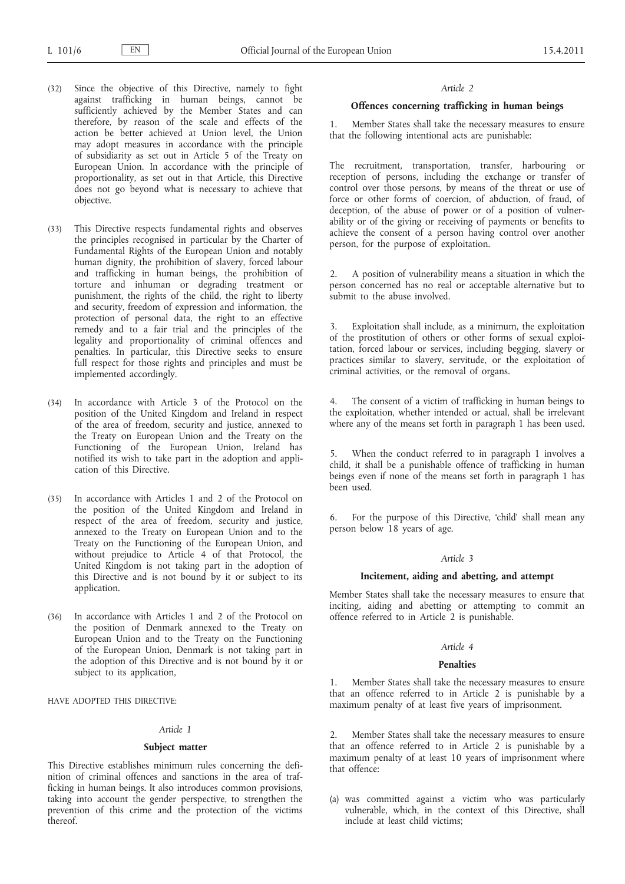(32) Since the objective of this Directive, namely to fight against trafficking in human beings, cannot be sufficiently achieved by the Member States and can therefore, by reason of the scale and effects of the action be better achieved at Union level, the Union may adopt measures in accordance with the principle of subsidiarity as set out in Article 5 of the Treaty on European Union. In accordance with the principle of proportionality, as set out in that Article, this Directive does not go beyond what is necessary to achieve that objective.

(33) This Directive respects fundamental rights and observes the principles recognised in particular by the Charter of Fundamental Rights of the European Union and notably human dignity, the prohibition of slavery, forced labour and trafficking in human beings, the prohibition of torture and inhuman or degrading treatment or punishment, the rights of the child, the right to liberty and security, freedom of expression and information, the protection of personal data, the right to an effective remedy and to a fair trial and the principles of the legality and proportionality of criminal offences and penalties. In particular, this Directive seeks to ensure full respect for those rights and principles and must be implemented accordingly.

(34) In accordance with Article 3 of the Protocol on the position of the United Kingdom and Ireland in respect of the area of freedom, security and justice, annexed to the Treaty on European Union and the Treaty on the Functioning of the European Union, Ireland has notified its wish to take part in the adoption and application of this Directive.

(35) In accordance with Articles 1 and 2 of the Protocol on the position of the United Kingdom and Ireland in respect of the area of freedom, security and justice, annexed to the Treaty on European Union and to the Treaty on the Functioning of the European Union, and without prejudice to Article 4 of that Protocol, the United Kingdom is not taking part in the adoption of this Directive and is not bound by it or subject to its application.

(36) In accordance with Articles 1 and 2 of the Protocol on the position of Denmark annexed to the Treaty on European Union and to the Treaty on the Functioning of the European Union, Denmark is not taking part in the adoption of this Directive and is not bound by it or subject to its application,

HAVE ADOPTED THIS DIRECTIVE:

*Article 1*

**Subject matter**

This Directive establishes minimum rules concerning the definition of criminal offences and sanctions in the area of trafficking in human beings. It also introduces common provisions, taking into account the gender perspective, to strengthen the prevention of this crime and the protection of the victims thereof.

*Article 2*

**Offences concerning trafficking in human beings**

1. Member States shall take the necessary measures to ensure that the following intentional acts are punishable:

The recruitment, transportation, transfer, harbouring or reception of persons, including the exchange or transfer of control over those persons, by means of the threat or use of force or other forms of coercion, of abduction, of fraud, of deception, of the abuse of power or of a position of vulnerability or of the giving or receiving of payments or benefits to achieve the consent of a person having control over another person, for the purpose of exploitation.

2. A position of vulnerability means a situation in which the person concerned has no real or acceptable alternative but to submit to the abuse involved.

3. Exploitation shall include, as a minimum, the exploitation of the prostitution of others or other forms of sexual exploitation, forced labour or services, including begging, slavery or practices similar to slavery, servitude, or the exploitation of criminal activities, or the removal of organs.

4. The consent of a victim of trafficking in human beings to the exploitation, whether intended or actual, shall be irrelevant where any of the means set forth in paragraph 1 has been used.

5. When the conduct referred to in paragraph 1 involves a child, it shall be a punishable offence of trafficking in human beings even if none of the means set forth in paragraph 1 has been used.

6. For the purpose of this Directive, 'child' shall mean any person below 18 years of age.

*Article 3*

**Incitement, aiding and abetting, and attempt**

Member States shall take the necessary measures to ensure that inciting, aiding and abetting or attempting to commit an offence referred to in Article 2 is punishable.

*Article 4*

**Penalties**

1. Member States shall take the necessary measures to ensure that an offence referred to in Article 2 is punishable by a maximum penalty of at least five years of imprisonment.

2. Member States shall take the necessary measures to ensure that an offence referred to in Article 2 is punishable by a maximum penalty of at least 10 years of imprisonment where that offence:

(a) was committed against a victim who was particularly vulnerable, which, in the context of this Directive, shall include at least child victims;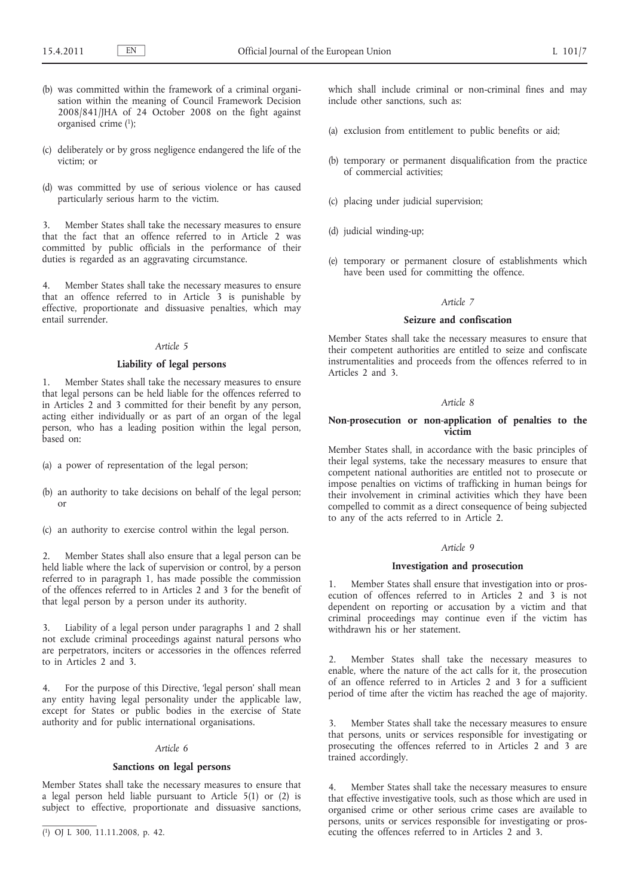(b) was committed within the framework of a criminal organisation within the meaning of Council Framework Decision 2008/841/JHA of 24 October 2008 on the fight against organised crime [1];

(c) deliberately or by gross negligence endangered the life of the victim; or

(d) was committed by use of serious violence or has caused particularly serious harm to the victim.

3. Member States shall take the necessary measures to ensure that the fact that an offence referred to in Article 2 was committed by public officials in the performance of their duties is regarded as an aggravating circumstance.

4. Member States shall take the necessary measures to ensure that an offence referred to in Article 3 is punishable by effective, proportionate and dissuasive penalties, which may entail surrender.

*Article 5*

**Liability of legal persons**

1. Member States shall take the necessary measures to ensure that legal persons can be held liable for the offences referred to in Articles 2 and 3 committed for their benefit by any person, acting either individually or as part of an organ of the legal person, who has a leading position within the legal person, based on:

(a) a power of representation of the legal person;

(b) an authority to take decisions on behalf of the legal person; or

(c) an authority to exercise control within the legal person.

2. Member States shall also ensure that a legal person can be held liable where the lack of supervision or control, by a person referred to in paragraph 1, has made possible the commission of the offences referred to in Articles 2 and 3 for the benefit of that legal person by a person under its authority.

3. Liability of a legal person under paragraphs 1 and 2 shall not exclude criminal proceedings against natural persons who are perpetrators, inciters or accessories in the offences referred to in Articles 2 and 3.

4. For the purpose of this Directive, 'legal person' shall mean any entity having legal personality under the applicable law, except for States or public bodies in the exercise of State authority and for public international organisations.

*Article 6*

**Sanctions on legal persons**

Member States shall take the necessary measures to ensure that a legal person held liable pursuant to Article 5(1) or (2) is subject to effective, proportionate and dissuasive sanctions, which shall include criminal or non-criminal fines and may include other sanctions, such as:

(a) exclusion from entitlement to public benefits or aid;

(b) temporary or permanent disqualification from the practice of commercial activities;

(c) placing under judicial supervision;

(d) judicial winding-up;

(e) temporary or permanent closure of establishments which have been used for committing the offence.

*Article 7*

**Seizure and confiscation**

Member States shall take the necessary measures to ensure that their competent authorities are entitled to seize and confiscate instrumentalities and proceeds from the offences referred to in Articles 2 and 3.

*Article 8*

**Non-prosecution or non-application of penalties to the victim**

Member States shall, in accordance with the basic principles of their legal systems, take the necessary measures to ensure that competent national authorities are entitled not to prosecute or impose penalties on victims of trafficking in human beings for their involvement in criminal activities which they have been compelled to commit as a direct consequence of being subjected to any of the acts referred to in Article 2.

*Article 9*

**Investigation and prosecution**

1. Member States shall ensure that investigation into or prosecution of offences referred to in Articles 2 and 3 is not dependent on reporting or accusation by a victim and that criminal proceedings may continue even if the victim has withdrawn his or her statement.

2. Member States shall take the necessary measures to enable, where the nature of the act calls for it, the prosecution of an offence referred to in Articles 2 and 3 for a sufficient period of time after the victim has reached the age of majority.

3. Member States shall take the necessary measures to ensure that persons, units or services responsible for investigating or prosecuting the offences referred to in Articles 2 and 3 are trained accordingly.

4. Member States shall take the necessary measures to ensure that effective investigative tools, such as those which are used in organised crime or other serious crime cases are available to persons, units or services responsible for investigating or prosecuting the offences referred to in Articles 2 and 3.

---

[1] OJ L 300, 11.11.2008, p. 42.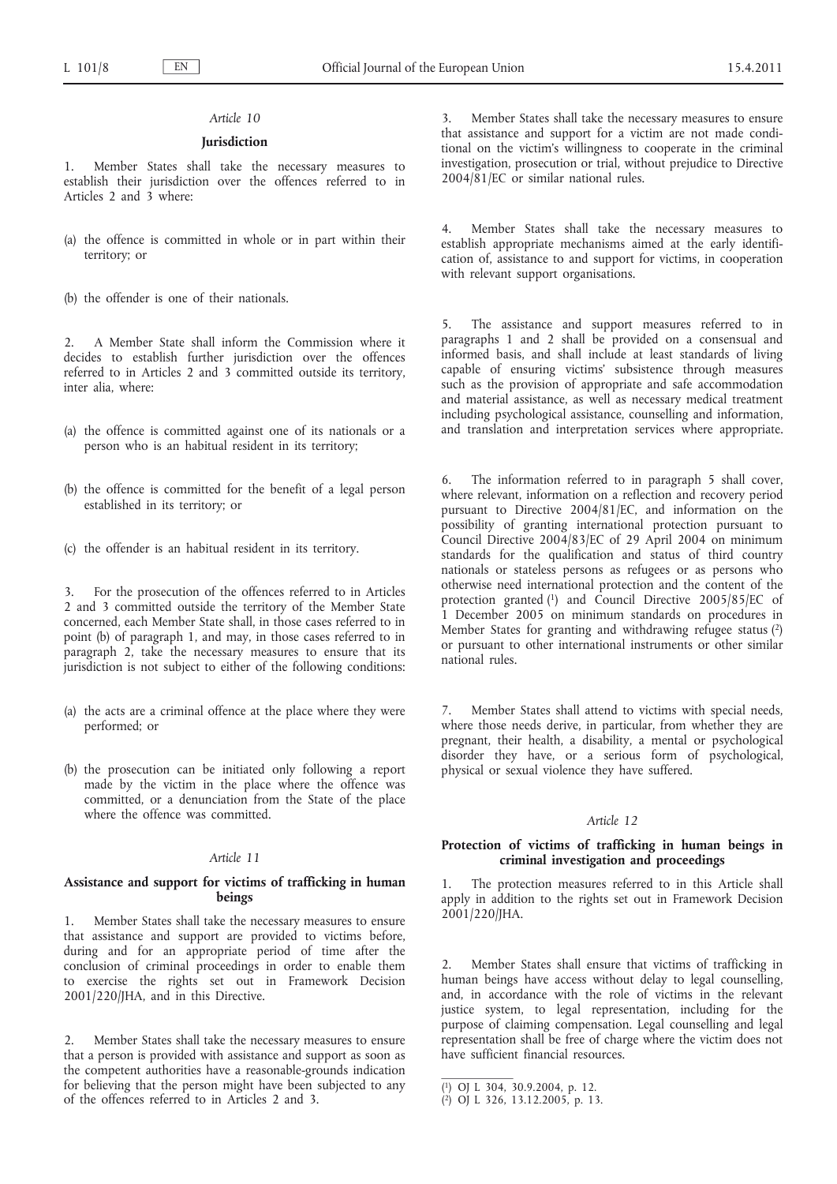*Article 10*

**Jurisdiction**

1. Member States shall take the necessary measures to establish their jurisdiction over the offences referred to in Articles 2 and 3 where:

(a) the offence is committed in whole or in part within their territory; or

(b) the offender is one of their nationals.

2. A Member State shall inform the Commission where it decides to establish further jurisdiction over the offences referred to in Articles 2 and 3 committed outside its territory, inter alia, where:

(a) the offence is committed against one of its nationals or a person who is an habitual resident in its territory;

(b) the offence is committed for the benefit of a legal person established in its territory; or

(c) the offender is an habitual resident in its territory.

3. For the prosecution of the offences referred to in Articles 2 and 3 committed outside the territory of the Member State concerned, each Member State shall, in those cases referred to in point (b) of paragraph 1, and may, in those cases referred to in paragraph 2, take the necessary measures to ensure that its jurisdiction is not subject to either of the following conditions:

(a) the acts are a criminal offence at the place where they were performed; or

(b) the prosecution can be initiated only following a report made by the victim in the place where the offence was committed, or a denunciation from the State of the place where the offence was committed.

*Article 11*

**Assistance and support for victims of trafficking in human beings**

1. Member States shall take the necessary measures to ensure that assistance and support are provided to victims before, during and for an appropriate period of time after the conclusion of criminal proceedings in order to enable them to exercise the rights set out in Framework Decision 2001/220/JHA, and in this Directive.

2. Member States shall take the necessary measures to ensure that a person is provided with assistance and support as soon as the competent authorities have a reasonable-grounds indication for believing that the person might have been subjected to any of the offences referred to in Articles 2 and 3.

3. Member States shall take the necessary measures to ensure that assistance and support for a victim are not made conditional on the victim's willingness to cooperate in the criminal investigation, prosecution or trial, without prejudice to Directive 2004/81/EC or similar national rules.

4. Member States shall take the necessary measures to establish appropriate mechanisms aimed at the early identification of, assistance to and support for victims, in cooperation with relevant support organisations.

5. The assistance and support measures referred to in paragraphs 1 and 2 shall be provided on a consensual and informed basis, and shall include at least standards of living capable of ensuring victims' subsistence through measures such as the provision of appropriate and safe accommodation and material assistance, as well as necessary medical treatment including psychological assistance, counselling and information, and translation and interpretation services where appropriate.

6. The information referred to in paragraph 5 shall cover, where relevant, information on a reflection and recovery period pursuant to Directive 2004/81/EC, and information on the possibility of granting international protection pursuant to Council Directive 2004/83/EC of 29 April 2004 on minimum standards for the qualification and status of third country nationals or stateless persons as refugees or as persons who otherwise need international protection and the content of the protection granted [1] and Council Directive 2005/85/EC of 1 December 2005 on minimum standards on procedures in Member States for granting and withdrawing refugee status [2] or pursuant to other international instruments or other similar national rules.

7. Member States shall attend to victims with special needs, where those needs derive, in particular, from whether they are pregnant, their health, a disability, a mental or psychological disorder they have, or a serious form of psychological, physical or sexual violence they have suffered.

*Article 12*

**Protection of victims of trafficking in human beings in criminal investigation and proceedings**

1. The protection measures referred to in this Article shall apply in addition to the rights set out in Framework Decision 2001/220/JHA.

2. Member States shall ensure that victims of trafficking in human beings have access without delay to legal counselling, and, in accordance with the role of victims in the relevant justice system, to legal representation, including for the purpose of claiming compensation. Legal counselling and legal representation shall be free of charge where the victim does not have sufficient financial resources.

---

[1] OJ L 304, 30.9.2004, p. 12.

[2] OJ L 326, 13.12.2005, p. 13.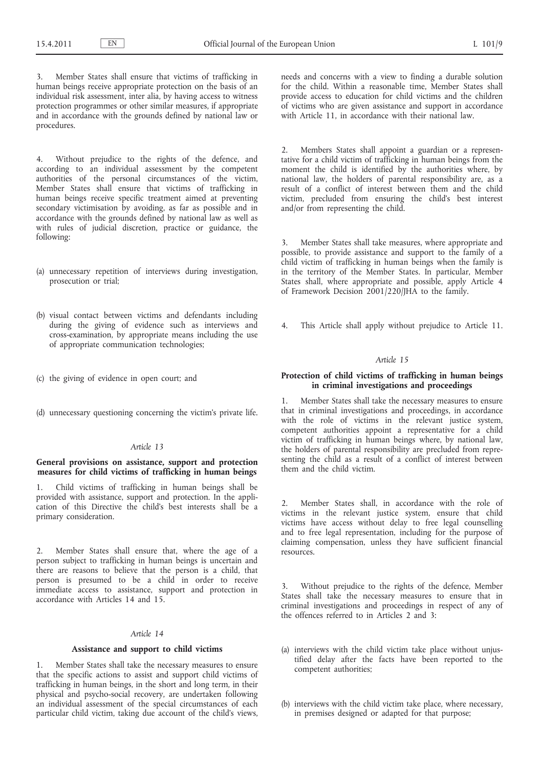3. Member States shall ensure that victims of trafficking in human beings receive appropriate protection on the basis of an individual risk assessment, inter alia, by having access to witness protection programmes or other similar measures, if appropriate and in accordance with the grounds defined by national law or procedures.

4. Without prejudice to the rights of the defence, and according to an individual assessment by the competent authorities of the personal circumstances of the victim, Member States shall ensure that victims of trafficking in human beings receive specific treatment aimed at preventing secondary victimisation by avoiding, as far as possible and in accordance with the grounds defined by national law as well as with rules of judicial discretion, practice or guidance, the following:

(a) unnecessary repetition of interviews during investigation, prosecution or trial;

(b) visual contact between victims and defendants including during the giving of evidence such as interviews and cross-examination, by appropriate means including the use of appropriate communication technologies;

(c) the giving of evidence in open court; and

(d) unnecessary questioning concerning the victim's private life.

*Article 13*

**General provisions on assistance, support and protection measures for child victims of trafficking in human beings**

1. Child victims of trafficking in human beings shall be provided with assistance, support and protection. In the application of this Directive the child's best interests shall be a primary consideration.

2. Member States shall ensure that, where the age of a person subject to trafficking in human beings is uncertain and there are reasons to believe that the person is a child, that person is presumed to be a child in order to receive immediate access to assistance, support and protection in accordance with Articles 14 and 15.

*Article 14*

**Assistance and support to child victims**

1. Member States shall take the necessary measures to ensure that the specific actions to assist and support child victims of trafficking in human beings, in the short and long term, in their physical and psycho-social recovery, are undertaken following an individual assessment of the special circumstances of each particular child victim, taking due account of the child's views, needs and concerns with a view to finding a durable solution for the child. Within a reasonable time, Member States shall provide access to education for child victims and the children of victims who are given assistance and support in accordance with Article 11, in accordance with their national law.

2. Members States shall appoint a guardian or a representative for a child victim of trafficking in human beings from the moment the child is identified by the authorities where, by national law, the holders of parental responsibility are, as a result of a conflict of interest between them and the child victim, precluded from ensuring the child's best interest and/or from representing the child.

3. Member States shall take measures, where appropriate and possible, to provide assistance and support to the family of a child victim of trafficking in human beings when the family is in the territory of the Member States. In particular, Member States shall, where appropriate and possible, apply Article 4 of Framework Decision 2001/220/JHA to the family.

4. This Article shall apply without prejudice to Article 11.

*Article 15*

**Protection of child victims of trafficking in human beings in criminal investigations and proceedings**

1. Member States shall take the necessary measures to ensure that in criminal investigations and proceedings, in accordance with the role of victims in the relevant justice system, competent authorities appoint a representative for a child victim of trafficking in human beings where, by national law, the holders of parental responsibility are precluded from representing the child as a result of a conflict of interest between them and the child victim.

2. Member States shall, in accordance with the role of victims in the relevant justice system, ensure that child victims have access without delay to free legal counselling and to free legal representation, including for the purpose of claiming compensation, unless they have sufficient financial resources.

3. Without prejudice to the rights of the defence, Member States shall take the necessary measures to ensure that in criminal investigations and proceedings in respect of any of the offences referred to in Articles 2 and 3:

(a) interviews with the child victim take place without unjustified delay after the facts have been reported to the competent authorities;

(b) interviews with the child victim take place, where necessary, in premises designed or adapted for that purpose;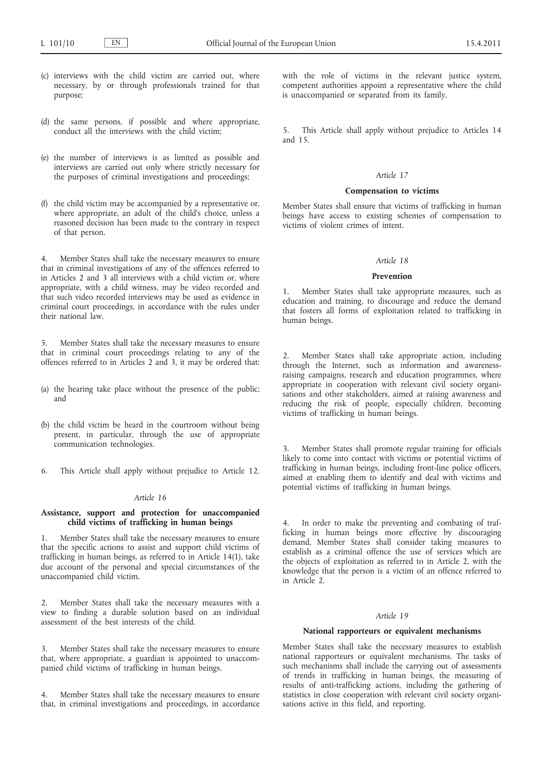(c) interviews with the child victim are carried out, where necessary, by or through professionals trained for that purpose;

(d) the same persons, if possible and where appropriate, conduct all the interviews with the child victim;

(e) the number of interviews is as limited as possible and interviews are carried out only where strictly necessary for the purposes of criminal investigations and proceedings;

(f) the child victim may be accompanied by a representative or, where appropriate, an adult of the child's choice, unless a reasoned decision has been made to the contrary in respect of that person.

4. Member States shall take the necessary measures to ensure that in criminal investigations of any of the offences referred to in Articles 2 and 3 all interviews with a child victim or, where appropriate, with a child witness, may be video recorded and that such video recorded interviews may be used as evidence in criminal court proceedings, in accordance with the rules under their national law.

5. Member States shall take the necessary measures to ensure that in criminal court proceedings relating to any of the offences referred to in Articles 2 and 3, it may be ordered that:

(a) the hearing take place without the presence of the public; and

(b) the child victim be heard in the courtroom without being present, in particular, through the use of appropriate communication technologies.

6. This Article shall apply without prejudice to Article 12.

*Article 16*

**Assistance, support and protection for unaccompanied child victims of trafficking in human beings**

1. Member States shall take the necessary measures to ensure that the specific actions to assist and support child victims of trafficking in human beings, as referred to in Article 14(1), take due account of the personal and special circumstances of the unaccompanied child victim.

2. Member States shall take the necessary measures with a view to finding a durable solution based on an individual assessment of the best interests of the child.

3. Member States shall take the necessary measures to ensure that, where appropriate, a guardian is appointed to unaccompanied child victims of trafficking in human beings.

4. Member States shall take the necessary measures to ensure that, in criminal investigations and proceedings, in accordance with the role of victims in the relevant justice system, competent authorities appoint a representative where the child is unaccompanied or separated from its family.

5. This Article shall apply without prejudice to Articles 14 and 15.

*Article 17*

**Compensation to victims**

Member States shall ensure that victims of trafficking in human beings have access to existing schemes of compensation to victims of violent crimes of intent.

*Article 18*

**Prevention**

1. Member States shall take appropriate measures, such as education and training, to discourage and reduce the demand that fosters all forms of exploitation related to trafficking in human beings.

2. Member States shall take appropriate action, including through the Internet, such as information and awareness-raising campaigns, research and education programmes, where appropriate in cooperation with relevant civil society organisations and other stakeholders, aimed at raising awareness and reducing the risk of people, especially children, becoming victims of trafficking in human beings.

3. Member States shall promote regular training for officials likely to come into contact with victims or potential victims of trafficking in human beings, including front-line police officers, aimed at enabling them to identify and deal with victims and potential victims of trafficking in human beings.

4. In order to make the preventing and combating of trafficking in human beings more effective by discouraging demand, Member States shall consider taking measures to establish as a criminal offence the use of services which are the objects of exploitation as referred to in Article 2, with the knowledge that the person is a victim of an offence referred to in Article 2.

*Article 19*

**National rapporteurs or equivalent mechanisms**

Member States shall take the necessary measures to establish national rapporteurs or equivalent mechanisms. The tasks of such mechanisms shall include the carrying out of assessments of trends in trafficking in human beings, the measuring of results of anti-trafficking actions, including the gathering of statistics in close cooperation with relevant civil society organisations active in this field, and reporting.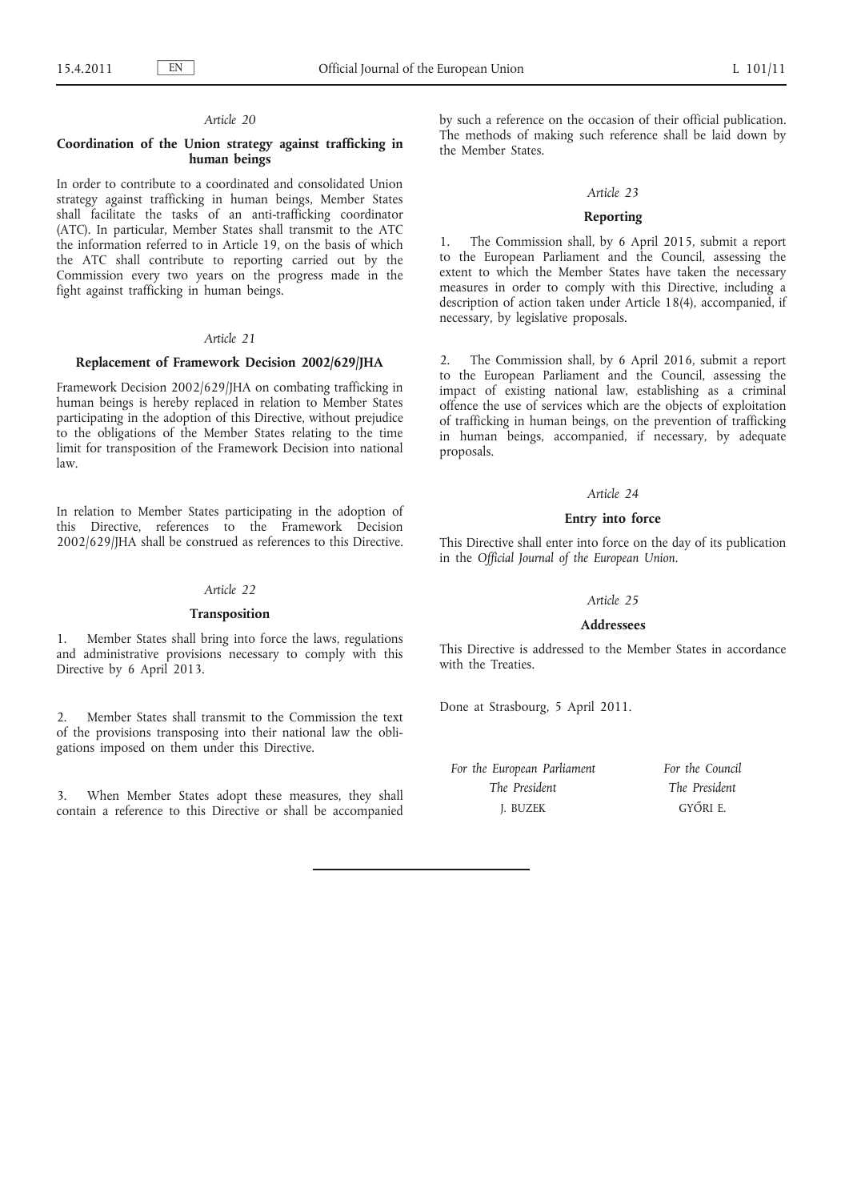*Article 20*

**Coordination of the Union strategy against trafficking in human beings**

In order to contribute to a coordinated and consolidated Union strategy against trafficking in human beings, Member States shall facilitate the tasks of an anti-trafficking coordinator (ATC). In particular, Member States shall transmit to the ATC the information referred to in Article 19, on the basis of which the ATC shall contribute to reporting carried out by the Commission every two years on the progress made in the fight against trafficking in human beings.

*Article 21*

**Replacement of Framework Decision 2002/629/JHA**

Framework Decision 2002/629/JHA on combating trafficking in human beings is hereby replaced in relation to Member States participating in the adoption of this Directive, without prejudice to the obligations of the Member States relating to the time limit for transposition of the Framework Decision into national law.

In relation to Member States participating in the adoption of this Directive, references to the Framework Decision 2002/629/JHA shall be construed as references to this Directive.

*Article 22*

**Transposition**

1. Member States shall bring into force the laws, regulations and administrative provisions necessary to comply with this Directive by 6 April 2013.

2. Member States shall transmit to the Commission the text of the provisions transposing into their national law the obligations imposed on them under this Directive.

3. When Member States adopt these measures, they shall contain a reference to this Directive or shall be accompanied by such a reference on the occasion of their official publication. The methods of making such reference shall be laid down by the Member States.

*Article 23*

**Reporting**

1. The Commission shall, by 6 April 2015, submit a report to the European Parliament and the Council, assessing the extent to which the Member States have taken the necessary measures in order to comply with this Directive, including a description of action taken under Article 18(4), accompanied, if necessary, by legislative proposals.

2. The Commission shall, by 6 April 2016, submit a report to the European Parliament and the Council, assessing the impact of existing national law, establishing as a criminal offence the use of services which are the objects of exploitation of trafficking in human beings, on the prevention of trafficking in human beings, accompanied, if necessary, by adequate proposals.

*Article 24*

**Entry into force**

This Directive shall enter into force on the day of its publication in the *Official Journal of the European Union*.

*Article 25*

**Addressees**

This Directive is addressed to the Member States in accordance with the Treaties.

Done at Strasbourg, 5 April 2011.

*For the European Parliament*
*The President*
J. BUZEK

*For the Council*
*The President*
GYŐRI E.